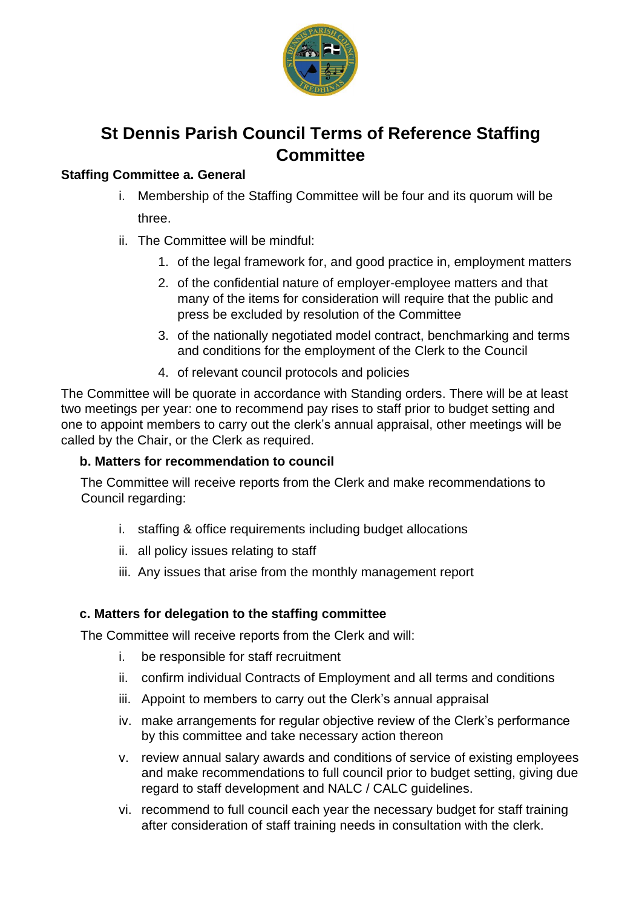# St Dennis Parish Council Terms of Reference Staffing Committee

**Staffing Committee a. General**

i. Membership of the Staffing Committee will be four and its quorum will be three.

ii. The Committee will be mindful:

   1. of the legal framework for, and good practice in, employment matters
   2. of the confidential nature of employer-employee matters and that many of the items for consideration will require that the public and press be excluded by resolution of the Committee
   3. of the nationally negotiated model contract, benchmarking and terms and conditions for the employment of the Clerk to the Council
   4. of relevant council protocols and policies

The Committee will be quorate in accordance with Standing orders. There will be at least two meetings per year: one to recommend pay rises to staff prior to budget setting and one to appoint members to carry out the clerk's annual appraisal, other meetings will be called by the Chair, or the Clerk as required.

**b. Matters for recommendation to council**

The Committee will receive reports from the Clerk and make recommendations to Council regarding:

i. staffing & office requirements including budget allocations

ii. all policy issues relating to staff

iii. Any issues that arise from the monthly management report

**c. Matters for delegation to the staffing committee**

The Committee will receive reports from the Clerk and will:

i. be responsible for staff recruitment

ii. confirm individual Contracts of Employment and all terms and conditions

iii. Appoint to members to carry out the Clerk's annual appraisal

iv. make arrangements for regular objective review of the Clerk's performance by this committee and take necessary action thereon

v. review annual salary awards and conditions of service of existing employees and make recommendations to full council prior to budget setting, giving due regard to staff development and NALC / CALC guidelines.

vi. recommend to full council each year the necessary budget for staff training after consideration of staff training needs in consultation with the clerk.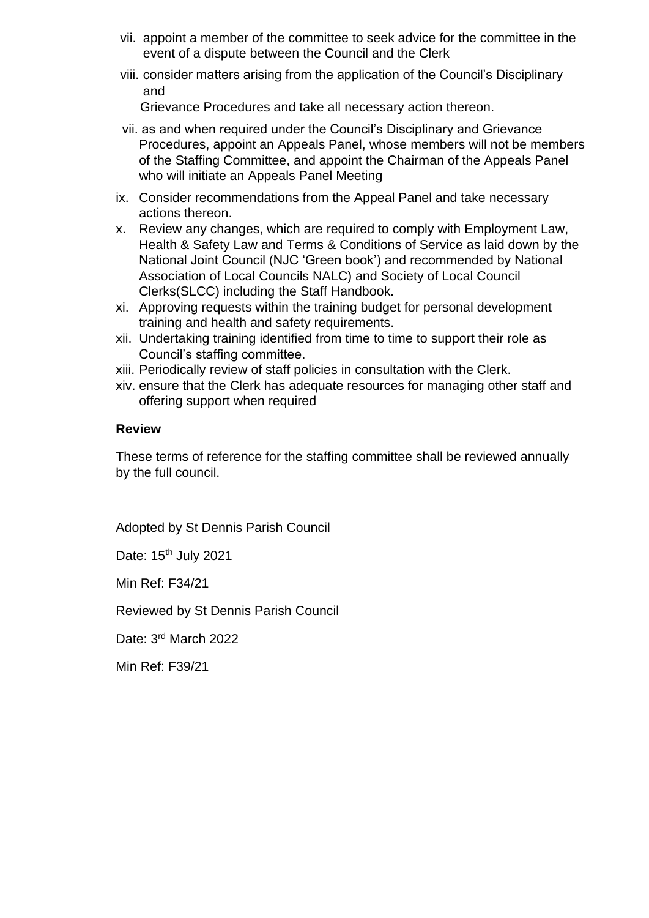vii. appoint a member of the committee to seek advice for the committee in the event of a dispute between the Council and the Clerk

viii. consider matters arising from the application of the Council's Disciplinary and
Grievance Procedures and take all necessary action thereon.

vii. as and when required under the Council's Disciplinary and Grievance Procedures, appoint an Appeals Panel, whose members will not be members of the Staffing Committee, and appoint the Chairman of the Appeals Panel who will initiate an Appeals Panel Meeting

ix. Consider recommendations from the Appeal Panel and take necessary actions thereon.

x. Review any changes, which are required to comply with Employment Law, Health & Safety Law and Terms & Conditions of Service as laid down by the National Joint Council (NJC 'Green book') and recommended by National Association of Local Councils NALC) and Society of Local Council Clerks(SLCC) including the Staff Handbook.

xi. Approving requests within the training budget for personal development training and health and safety requirements.

xii. Undertaking training identified from time to time to support their role as Council's staffing committee.

xiii. Periodically review of staff policies in consultation with the Clerk.

xiv. ensure that the Clerk has adequate resources for managing other staff and offering support when required

**Review**

These terms of reference for the staffing committee shall be reviewed annually by the full council.

Adopted by St Dennis Parish Council

Date: 15th July 2021

Min Ref: F34/21

Reviewed by St Dennis Parish Council

Date: 3rd March 2022

Min Ref: F39/21